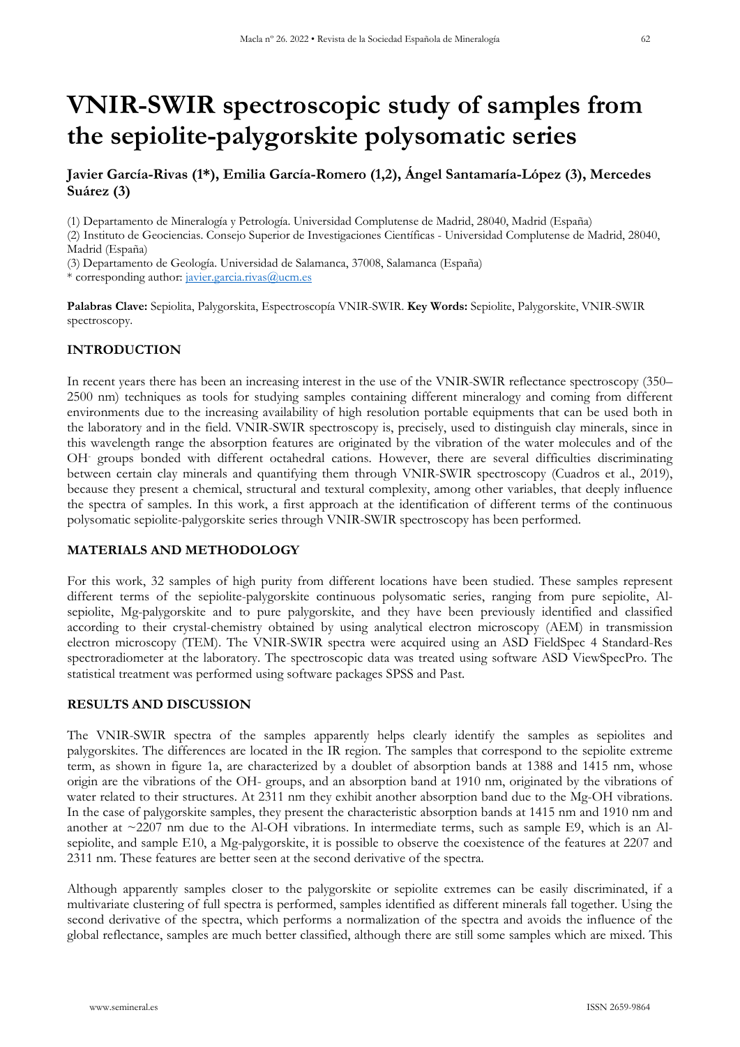# VNIR-SWIR spectroscopic study of samples from the sepiolite-palygorskite polysomatic series

**Javier García-Rivas (1*), Emilia García-Romero (1,2), Ángel Santamaría-López (3), Mercedes Suárez (3)**

(1) Departamento de Mineralogía y Petrología. Universidad Complutense de Madrid, 28040, Madrid (España)

(2) Instituto de Geociencias. Consejo Superior de Investigaciones Científicas - Universidad Complutense de Madrid, 28040, Madrid (España)

(3) Departamento de Geología. Universidad de Salamanca, 37008, Salamanca (España)

* corresponding author: javier.garcia.rivas@ucm.es

**Palabras Clave:** Sepiolita, Palygorskita, Espectroscopía VNIR-SWIR. **Key Words:** Sepiolite, Palygorskite, VNIR-SWIR spectroscopy.

## INTRODUCTION

In recent years there has been an increasing interest in the use of the VNIR-SWIR reflectance spectroscopy (350–2500 nm) techniques as tools for studying samples containing different mineralogy and coming from different environments due to the increasing availability of high resolution portable equipments that can be used both in the laboratory and in the field. VNIR-SWIR spectroscopy is, precisely, used to distinguish clay minerals, since in this wavelength range the absorption features are originated by the vibration of the water molecules and of the $OH^-$ groups bonded with different octahedral cations. However, there are several difficulties discriminating between certain clay minerals and quantifying them through VNIR-SWIR spectroscopy (Cuadros et al., 2019), because they present a chemical, structural and textural complexity, among other variables, that deeply influence the spectra of samples. In this work, a first approach at the identification of different terms of the continuous polysomatic sepiolite-palygorskite series through VNIR-SWIR spectroscopy has been performed.

## MATERIALS AND METHODOLOGY

For this work, 32 samples of high purity from different locations have been studied. These samples represent different terms of the sepiolite-palygorskite continuous polysomatic series, ranging from pure sepiolite, Al-sepiolite, Mg-palygorskite and to pure palygorskite, and they have been previously identified and classified according to their crystal-chemistry obtained by using analytical electron microscopy (AEM) in transmission electron microscopy (TEM). The VNIR-SWIR spectra were acquired using an ASD FieldSpec 4 Standard-Res spectroradiometer at the laboratory. The spectroscopic data was treated using software ASD ViewSpecPro. The statistical treatment was performed using software packages SPSS and Past.

## RESULTS AND DISCUSSION

The VNIR-SWIR spectra of the samples apparently helps clearly identify the samples as sepiolites and palygorskites. The differences are located in the IR region. The samples that correspond to the sepiolite extreme term, as shown in figure 1a, are characterized by a doublet of absorption bands at 1388 and 1415 nm, whose origin are the vibrations of the OH- groups, and an absorption band at 1910 nm, originated by the vibrations of water related to their structures. At 2311 nm they exhibit another absorption band due to the Mg-OH vibrations. In the case of palygorskite samples, they present the characteristic absorption bands at 1415 nm and 1910 nm and another at ~2207 nm due to the Al-OH vibrations. In intermediate terms, such as sample E9, which is an Al-sepiolite, and sample E10, a Mg-palygorskite, it is possible to observe the coexistence of the features at 2207 and 2311 nm. These features are better seen at the second derivative of the spectra.

Although apparently samples closer to the palygorskite or sepiolite extremes can be easily discriminated, if a multivariate clustering of full spectra is performed, samples identified as different minerals fall together. Using the second derivative of the spectra, which performs a normalization of the spectra and avoids the influence of the global reflectance, samples are much better classified, although there are still some samples which are mixed. This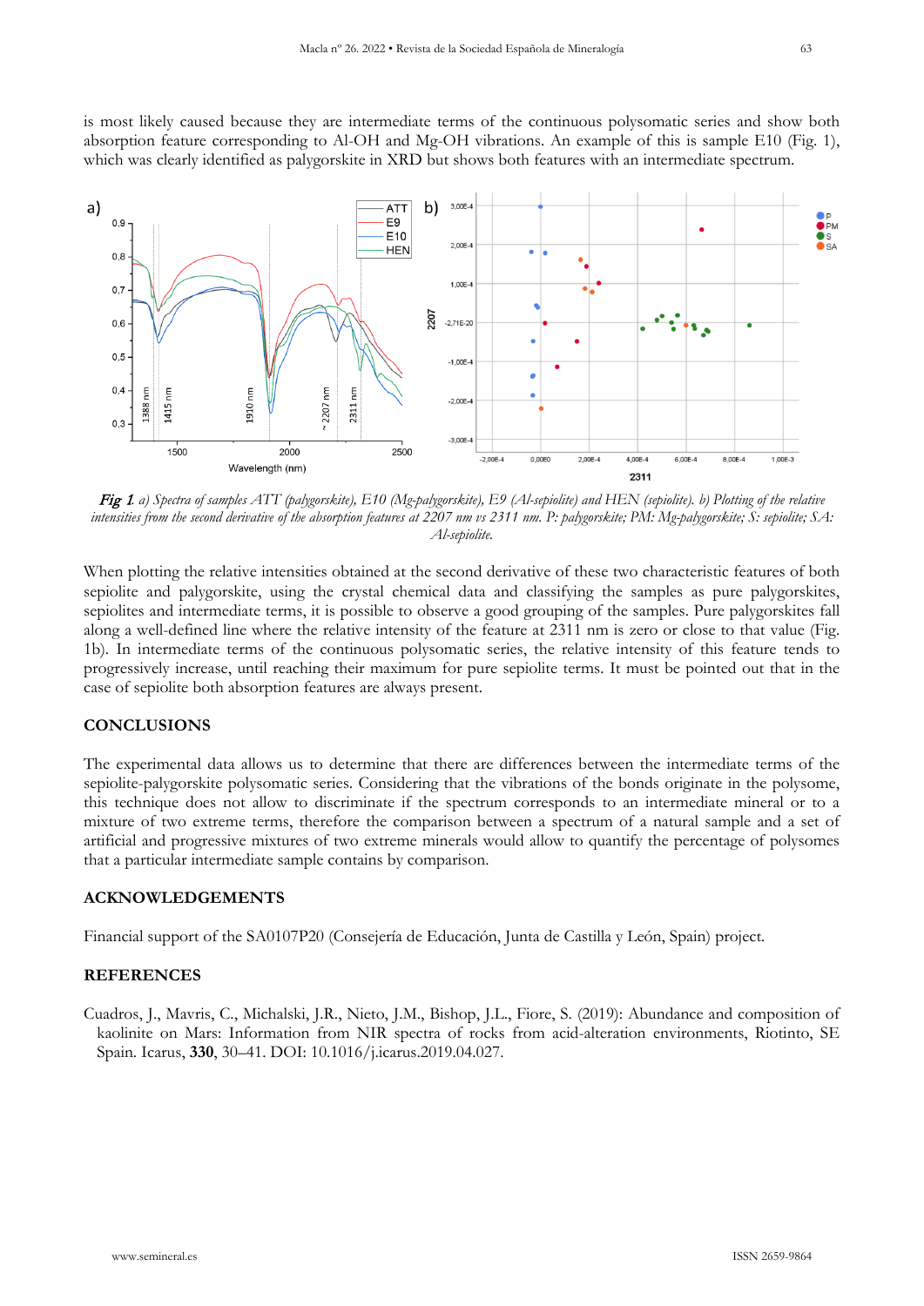is most likely caused because they are intermediate terms of the continuous polysomatic series and show both absorption feature corresponding to Al-OH and Mg-OH vibrations. An example of this is sample E10 (Fig. 1), which was clearly identified as palygorskite in XRD but shows both features with an intermediate spectrum.

a)

ATT
E9
E10
HEN

0,9
0,8
0,7
0,6
0,5
0,4
0,3

1388 nm
1415 nm
1910 nm
~ 2207 nm
2311 nm

1500
2000
2500
Wavelength (nm)

b)

P
PM
S
SA

3,00E-4
2,00E-4
1,00E-4
-2,71E-20
-1,00E-4
-2,00E-4
-3,00E-4

2207

-2,00E-4
0,00E0
2,00E-4
4,00E-4
6,00E-4
8,00E-4
1,00E-3

2311

*Fig 1. a) Spectra of samples ATT (palygorskite), E10 (Mg-palygorskite), E9 (Al-sepiolite) and HEN (sepiolite). b) Plotting of the relative intensities from the second derivative of the absorption features at 2207 nm vs 2311 nm. P: palygorskite; PM: Mg-palygorskite; S: sepiolite; SA: Al-sepiolite.*

When plotting the relative intensities obtained at the second derivative of these two characteristic features of both sepiolite and palygorskite, using the crystal chemical data and classifying the samples as pure palygorskites, sepiolites and intermediate terms, it is possible to observe a good grouping of the samples. Pure palygorskites fall along a well-defined line where the relative intensity of the feature at 2311 nm is zero or close to that value (Fig. 1b). In intermediate terms of the continuous polysomatic series, the relative intensity of this feature tends to progressively increase, until reaching their maximum for pure sepiolite terms. It must be pointed out that in the case of sepiolite both absorption features are always present.

## CONCLUSIONS

The experimental data allows us to determine that there are differences between the intermediate terms of the sepiolite-palygorskite polysomatic series. Considering that the vibrations of the bonds originate in the polysome, this technique does not allow to discriminate if the spectrum corresponds to an intermediate mineral or to a mixture of two extreme terms, therefore the comparison between a spectrum of a natural sample and a set of artificial and progressive mixtures of two extreme minerals would allow to quantify the percentage of polysomes that a particular intermediate sample contains by comparison.

## ACKNOWLEDGEMENTS

Financial support of the SA0107P20 (Consejería de Educación, Junta de Castilla y León, Spain) project.

## REFERENCES

Cuadros, J., Mavris, C., Michalski, J.R., Nieto, J.M., Bishop, J.L., Fiore, S. (2019): Abundance and composition of kaolinite on Mars: Information from NIR spectra of rocks from acid-alteration environments, Riotinto, SE Spain. Icarus, **330**, 30–41. DOI: 10.1016/j.icarus.2019.04.027.